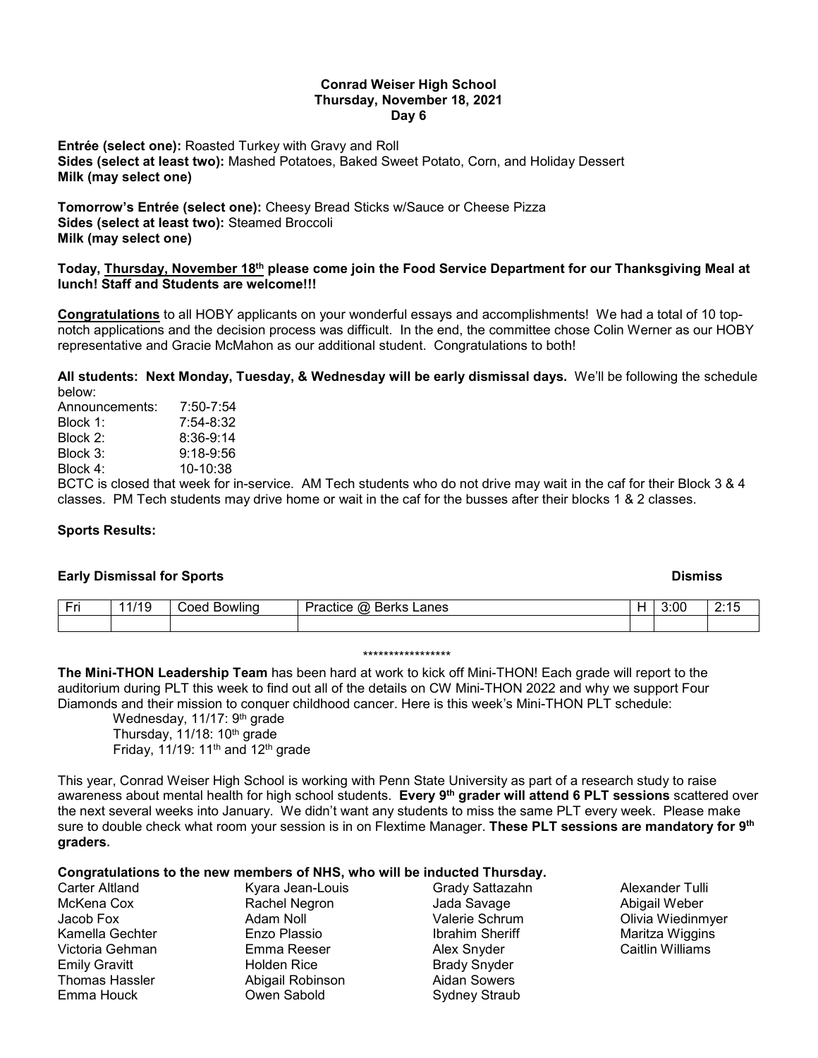**Conrad Weiser High School**
**Thursday, November 18, 2021**
**Day 6**

**Entrée (select one):** Roasted Turkey with Gravy and Roll
**Sides (select at least two):** Mashed Potatoes, Baked Sweet Potato, Corn, and Holiday Dessert
**Milk (may select one)**

**Tomorrow's Entrée (select one):** Cheesy Bread Sticks w/Sauce or Cheese Pizza
**Sides (select at least two):** Steamed Broccoli
**Milk (may select one)**

**Today, <u>Thursday, November 18th</u> please come join the Food Service Department for our Thanksgiving Meal at lunch! Staff and Students are welcome!!!**

**<u>Congratulations</u>** to all HOBY applicants on your wonderful essays and accomplishments! We had a total of 10 top-notch applications and the decision process was difficult. In the end, the committee chose Colin Werner as our HOBY representative and Gracie McMahon as our additional student. Congratulations to both!

**All students: Next Monday, Tuesday, & Wednesday will be early dismissal days.** We'll be following the schedule below:

Announcements: 7:50-7:54
Block 1: 7:54-8:32
Block 2: 8:36-9:14
Block 3: 9:18-9:56
Block 4: 10-10:38

BCTC is closed that week for in-service. AM Tech students who do not drive may wait in the caf for their Block 3 & 4 classes. PM Tech students may drive home or wait in the caf for the busses after their blocks 1 & 2 classes.

**Sports Results:**

**Early Dismissal for Sports** **Dismiss**

| | | | | | | |
|---|---|---|---|---|---|---|
| Fri | 11/19 | Coed Bowling | Practice @ Berks Lanes | H | 3:00 | 2:15 |
| | | | | | | |

\*\*\*\*\*\*\*\*\*\*\*\*\*\*\*\*\*

**The Mini-THON Leadership Team** has been hard at work to kick off Mini-THON! Each grade will report to the auditorium during PLT this week to find out all of the details on CW Mini-THON 2022 and why we support Four Diamonds and their mission to conquer childhood cancer. Here is this week's Mini-THON PLT schedule:

Wednesday, 11/17: 9th grade
Thursday, 11/18: 10th grade
Friday, 11/19: 11th and 12th grade

This year, Conrad Weiser High School is working with Penn State University as part of a research study to raise awareness about mental health for high school students. **Every 9th grader will attend 6 PLT sessions** scattered over the next several weeks into January. We didn't want any students to miss the same PLT every week. Please make sure to double check what room your session is in on Flextime Manager. **These PLT sessions are mandatory for 9th graders.**

**Congratulations to the new members of NHS, who will be inducted Thursday.**

Carter Altland
McKena Cox
Jacob Fox
Kamella Gechter
Victoria Gehman
Emily Gravitt
Thomas Hassler
Emma Houck
Kyara Jean-Louis
Rachel Negron
Adam Noll
Enzo Plassio
Emma Reeser
Holden Rice
Abigail Robinson
Owen Sabold
Grady Sattazahn
Jada Savage
Valerie Schrum
Ibrahim Sheriff
Alex Snyder
Brady Snyder
Aidan Sowers
Sydney Straub
Alexander Tulli
Abigail Weber
Olivia Wiedinmyer
Maritza Wiggins
Caitlin Williams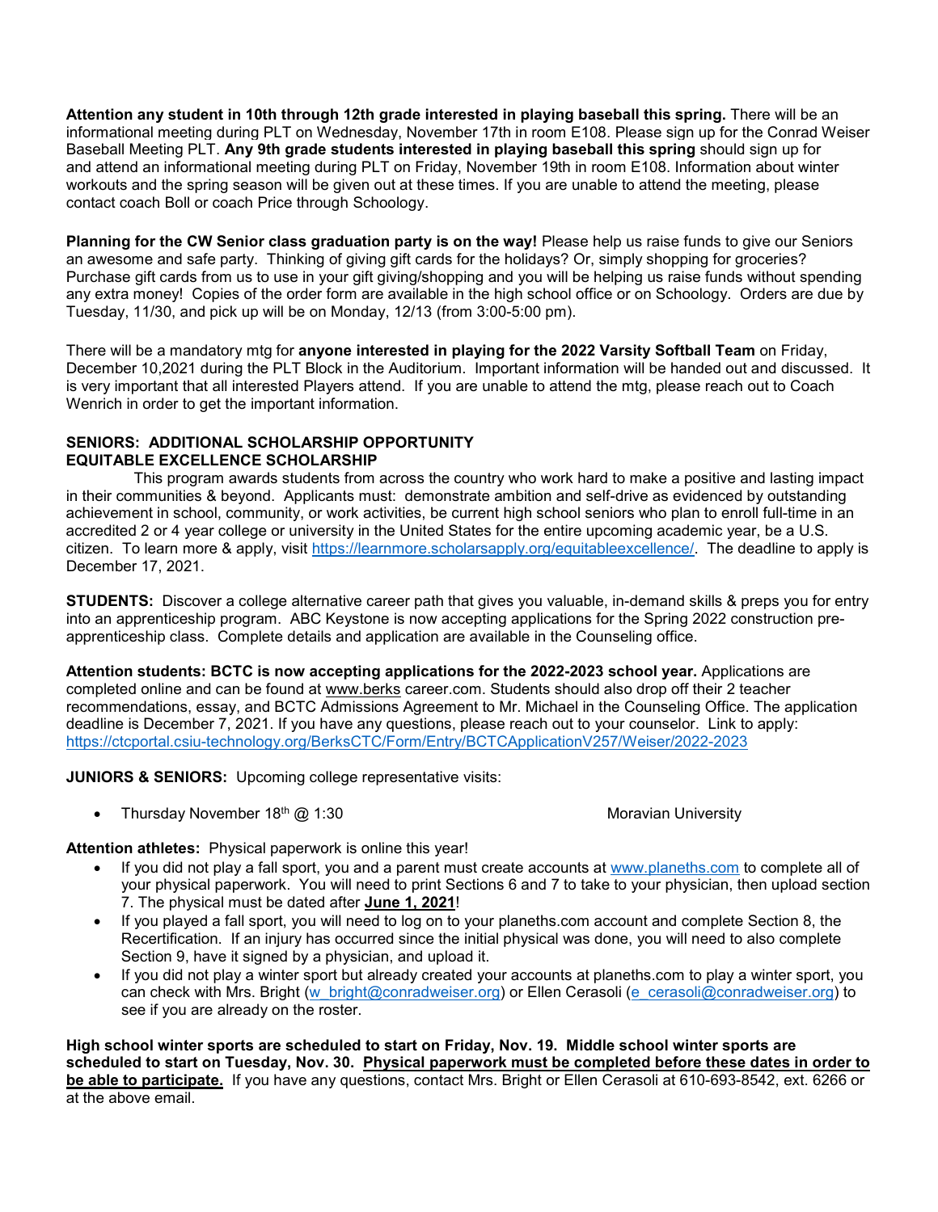**Attention any student in 10th through 12th grade interested in playing baseball this spring.** There will be an informational meeting during PLT on Wednesday, November 17th in room E108. Please sign up for the Conrad Weiser Baseball Meeting PLT. **Any 9th grade students interested in playing baseball this spring** should sign up for and attend an informational meeting during PLT on Friday, November 19th in room E108. Information about winter workouts and the spring season will be given out at these times. If you are unable to attend the meeting, please contact coach Boll or coach Price through Schoology.

**Planning for the CW Senior class graduation party is on the way!** Please help us raise funds to give our Seniors an awesome and safe party. Thinking of giving gift cards for the holidays? Or, simply shopping for groceries? Purchase gift cards from us to use in your gift giving/shopping and you will be helping us raise funds without spending any extra money! Copies of the order form are available in the high school office or on Schoology. Orders are due by Tuesday, 11/30, and pick up will be on Monday, 12/13 (from 3:00-5:00 pm).

There will be a mandatory mtg for **anyone interested in playing for the 2022 Varsity Softball Team** on Friday, December 10,2021 during the PLT Block in the Auditorium. Important information will be handed out and discussed. It is very important that all interested Players attend. If you are unable to attend the mtg, please reach out to Coach Wenrich in order to get the important information.

**SENIORS: ADDITIONAL SCHOLARSHIP OPPORTUNITY**
**EQUITABLE EXCELLENCE SCHOLARSHIP**

This program awards students from across the country who work hard to make a positive and lasting impact in their communities & beyond. Applicants must: demonstrate ambition and self-drive as evidenced by outstanding achievement in school, community, or work activities, be current high school seniors who plan to enroll full-time in an accredited 2 or 4 year college or university in the United States for the entire upcoming academic year, be a U.S. citizen. To learn more & apply, visit https://learnmore.scholarsapply.org/equitableexcellence/. The deadline to apply is December 17, 2021.

**STUDENTS:** Discover a college alternative career path that gives you valuable, in-demand skills & preps you for entry into an apprenticeship program. ABC Keystone is now accepting applications for the Spring 2022 construction pre-apprenticeship class. Complete details and application are available in the Counseling office.

**Attention students: BCTC is now accepting applications for the 2022-2023 school year.** Applications are completed online and can be found at www.berks career.com. Students should also drop off their 2 teacher recommendations, essay, and BCTC Admissions Agreement to Mr. Michael in the Counseling Office. The application deadline is December 7, 2021. If you have any questions, please reach out to your counselor. Link to apply: https://ctcportal.csiu-technology.org/BerksCTC/Form/Entry/BCTCApplicationV257/Weiser/2022-2023

**JUNIORS & SENIORS:** Upcoming college representative visits:

- Thursday November 18th @ 1:30 — Moravian University

**Attention athletes:** Physical paperwork is online this year!

- If you did not play a fall sport, you and a parent must create accounts at www.planeths.com to complete all of your physical paperwork. You will need to print Sections 6 and 7 to take to your physician, then upload section 7. The physical must be dated after **June 1, 2021**!
- If you played a fall sport, you will need to log on to your planeths.com account and complete Section 8, the Recertification. If an injury has occurred since the initial physical was done, you will need to also complete Section 9, have it signed by a physician, and upload it.
- If you did not play a winter sport but already created your accounts at planeths.com to play a winter sport, you can check with Mrs. Bright (w_bright@conradweiser.org) or Ellen Cerasoli (e_cerasoli@conradweiser.org) to see if you are already on the roster.

**High school winter sports are scheduled to start on Friday, Nov. 19. Middle school winter sports are scheduled to start on Tuesday, Nov. 30. Physical paperwork must be completed before these dates in order to be able to participate.** If you have any questions, contact Mrs. Bright or Ellen Cerasoli at 610-693-8542, ext. 6266 or at the above email.